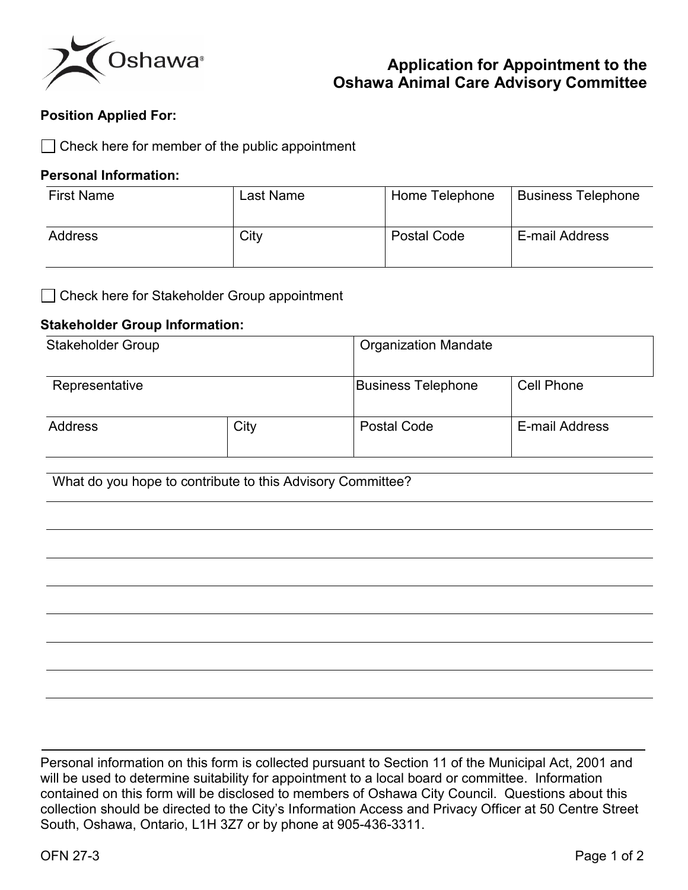# Application for Appointment to the Oshawa Animal Care Advisory Committee

**Position Applied For:**

☐ Check here for member of the public appointment

**Personal Information:**

| First Name | Last Name | Home Telephone | Business Telephone |
|---|---|---|---|
| Address | City | Postal Code | E-mail Address |

☐ Check here for Stakeholder Group appointment

**Stakeholder Group Information:**

| Stakeholder Group | | Organization Mandate | |
|---|---|---|---|
| Representative | | Business Telephone | Cell Phone |
| Address | City | Postal Code | E-mail Address |

What do you hope to contribute to this Advisory Committee?

Personal information on this form is collected pursuant to Section 11 of the Municipal Act, 2001 and will be used to determine suitability for appointment to a local board or committee. Information contained on this form will be disclosed to members of Oshawa City Council. Questions about this collection should be directed to the City's Information Access and Privacy Officer at 50 Centre Street South, Oshawa, Ontario, L1H 3Z7 or by phone at 905-436-3311.

OFN 27-3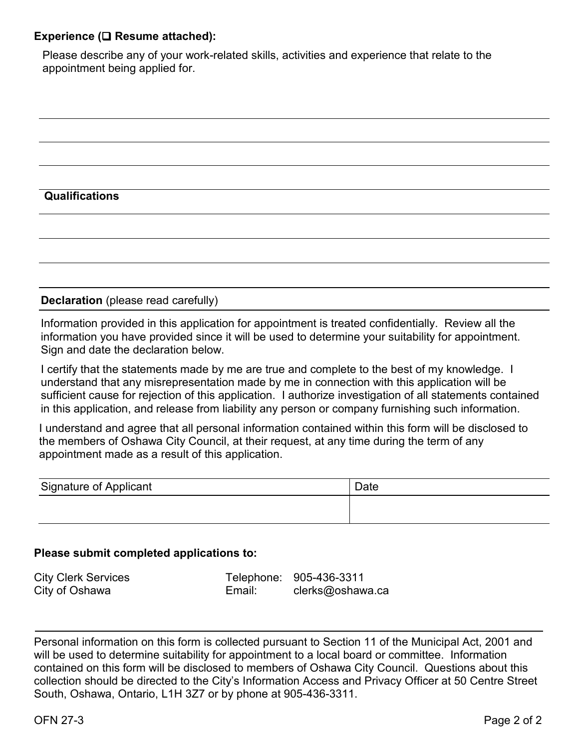**Experience (☐ Resume attached):**

Please describe any of your work-related skills, activities and experience that relate to the appointment being applied for.

**Qualifications**

**Declaration** (please read carefully)

Information provided in this application for appointment is treated confidentially. Review all the information you have provided since it will be used to determine your suitability for appointment. Sign and date the declaration below.

I certify that the statements made by me are true and complete to the best of my knowledge. I understand that any misrepresentation made by me in connection with this application will be sufficient cause for rejection of this application. I authorize investigation of all statements contained in this application, and release from liability any person or company furnishing such information.

I understand and agree that all personal information contained within this form will be disclosed to the members of Oshawa City Council, at their request, at any time during the term of any appointment made as a result of this application.

| Signature of Applicant | Date |
|---|---|
| | |

**Please submit completed applications to:**

City Clerk Services
City of Oshawa

Telephone: 905-436-3311
Email: clerks@oshawa.ca

Personal information on this form is collected pursuant to Section 11 of the Municipal Act, 2001 and will be used to determine suitability for appointment to a local board or committee. Information contained on this form will be disclosed to members of Oshawa City Council. Questions about this collection should be directed to the City's Information Access and Privacy Officer at 50 Centre Street South, Oshawa, Ontario, L1H 3Z7 or by phone at 905-436-3311.

OFN 27-3